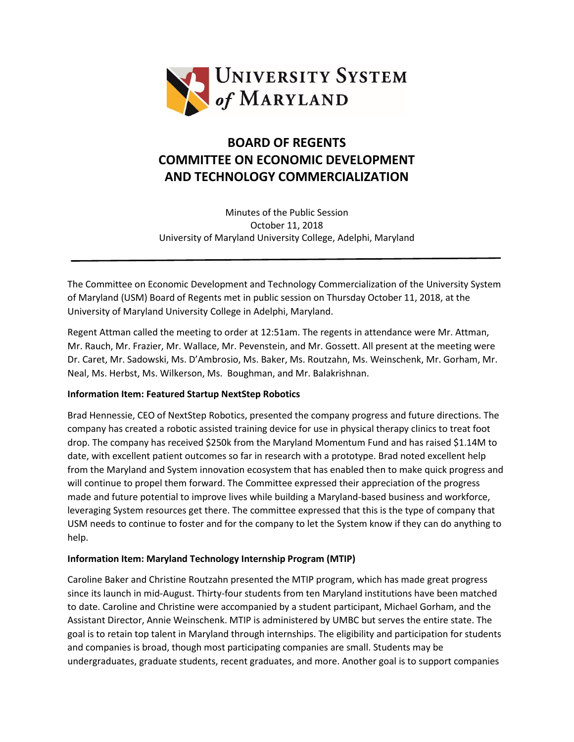UNIVERSITY SYSTEM of MARYLAND

# BOARD OF REGENTS
# COMMITTEE ON ECONOMIC DEVELOPMENT AND TECHNOLOGY COMMERCIALIZATION

Minutes of the Public Session
October 11, 2018
University of Maryland University College, Adelphi, Maryland

---

The Committee on Economic Development and Technology Commercialization of the University System of Maryland (USM) Board of Regents met in public session on Thursday October 11, 2018, at the University of Maryland University College in Adelphi, Maryland.

Regent Attman called the meeting to order at 12:51am. The regents in attendance were Mr. Attman, Mr. Rauch, Mr. Frazier, Mr. Wallace, Mr. Pevenstein, and Mr. Gossett. All present at the meeting were Dr. Caret, Mr. Sadowski, Ms. D'Ambrosio, Ms. Baker, Ms. Routzahn, Ms. Weinschenk, Mr. Gorham, Mr. Neal, Ms. Herbst, Ms. Wilkerson, Ms. Boughman, and Mr. Balakrishnan.

**Information Item: Featured Startup NextStep Robotics**

Brad Hennessie, CEO of NextStep Robotics, presented the company progress and future directions. The company has created a robotic assisted training device for use in physical therapy clinics to treat foot drop. The company has received $250k from the Maryland Momentum Fund and has raised $1.14M to date, with excellent patient outcomes so far in research with a prototype. Brad noted excellent help from the Maryland and System innovation ecosystem that has enabled then to make quick progress and will continue to propel them forward. The Committee expressed their appreciation of the progress made and future potential to improve lives while building a Maryland-based business and workforce, leveraging System resources get there. The committee expressed that this is the type of company that USM needs to continue to foster and for the company to let the System know if they can do anything to help.

**Information Item: Maryland Technology Internship Program (MTIP)**

Caroline Baker and Christine Routzahn presented the MTIP program, which has made great progress since its launch in mid-August. Thirty-four students from ten Maryland institutions have been matched to date. Caroline and Christine were accompanied by a student participant, Michael Gorham, and the Assistant Director, Annie Weinschenk. MTIP is administered by UMBC but serves the entire state. The goal is to retain top talent in Maryland through internships. The eligibility and participation for students and companies is broad, though most participating companies are small. Students may be undergraduates, graduate students, recent graduates, and more. Another goal is to support companies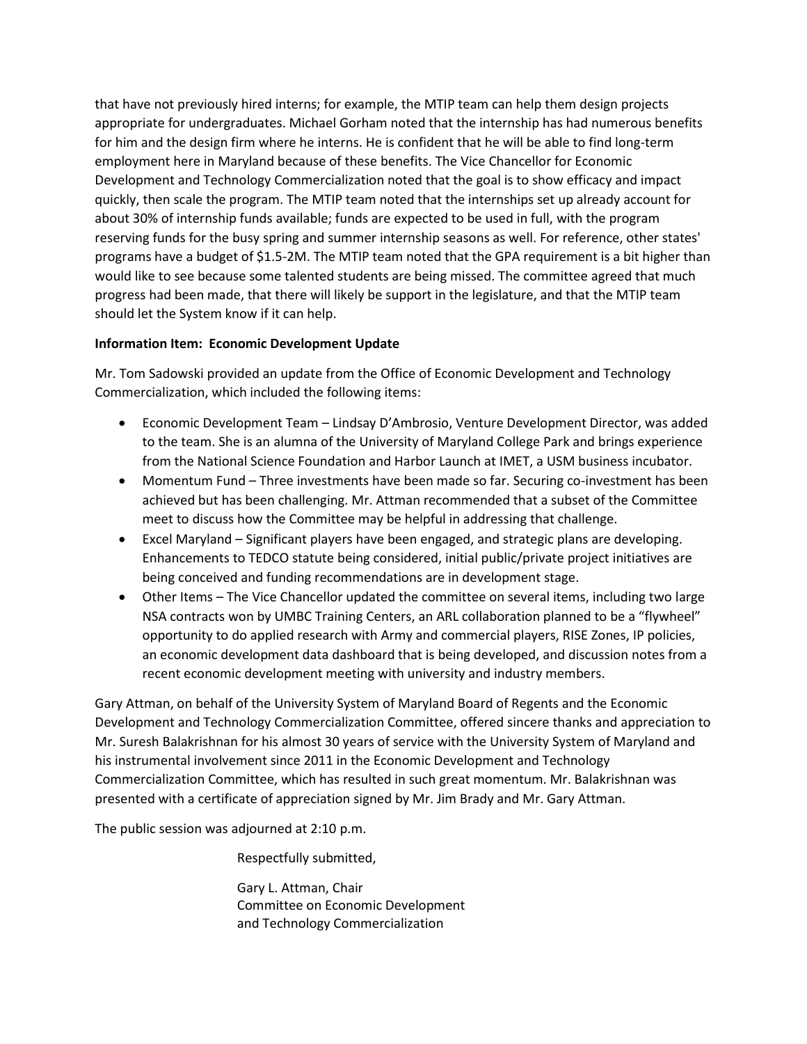that have not previously hired interns; for example, the MTIP team can help them design projects appropriate for undergraduates. Michael Gorham noted that the internship has had numerous benefits for him and the design firm where he interns. He is confident that he will be able to find long-term employment here in Maryland because of these benefits. The Vice Chancellor for Economic Development and Technology Commercialization noted that the goal is to show efficacy and impact quickly, then scale the program. The MTIP team noted that the internships set up already account for about 30% of internship funds available; funds are expected to be used in full, with the program reserving funds for the busy spring and summer internship seasons as well. For reference, other states' programs have a budget of $1.5-2M. The MTIP team noted that the GPA requirement is a bit higher than would like to see because some talented students are being missed. The committee agreed that much progress had been made, that there will likely be support in the legislature, and that the MTIP team should let the System know if it can help.

**Information Item: Economic Development Update**

Mr. Tom Sadowski provided an update from the Office of Economic Development and Technology Commercialization, which included the following items:

- Economic Development Team – Lindsay D'Ambrosio, Venture Development Director, was added to the team. She is an alumna of the University of Maryland College Park and brings experience from the National Science Foundation and Harbor Launch at IMET, a USM business incubator.
- Momentum Fund – Three investments have been made so far. Securing co-investment has been achieved but has been challenging. Mr. Attman recommended that a subset of the Committee meet to discuss how the Committee may be helpful in addressing that challenge.
- Excel Maryland – Significant players have been engaged, and strategic plans are developing. Enhancements to TEDCO statute being considered, initial public/private project initiatives are being conceived and funding recommendations are in development stage.
- Other Items – The Vice Chancellor updated the committee on several items, including two large NSA contracts won by UMBC Training Centers, an ARL collaboration planned to be a "flywheel" opportunity to do applied research with Army and commercial players, RISE Zones, IP policies, an economic development data dashboard that is being developed, and discussion notes from a recent economic development meeting with university and industry members.

Gary Attman, on behalf of the University System of Maryland Board of Regents and the Economic Development and Technology Commercialization Committee, offered sincere thanks and appreciation to Mr. Suresh Balakrishnan for his almost 30 years of service with the University System of Maryland and his instrumental involvement since 2011 in the Economic Development and Technology Commercialization Committee, which has resulted in such great momentum. Mr. Balakrishnan was presented with a certificate of appreciation signed by Mr. Jim Brady and Mr. Gary Attman.

The public session was adjourned at 2:10 p.m.

Respectfully submitted,

Gary L. Attman, Chair
Committee on Economic Development
and Technology Commercialization